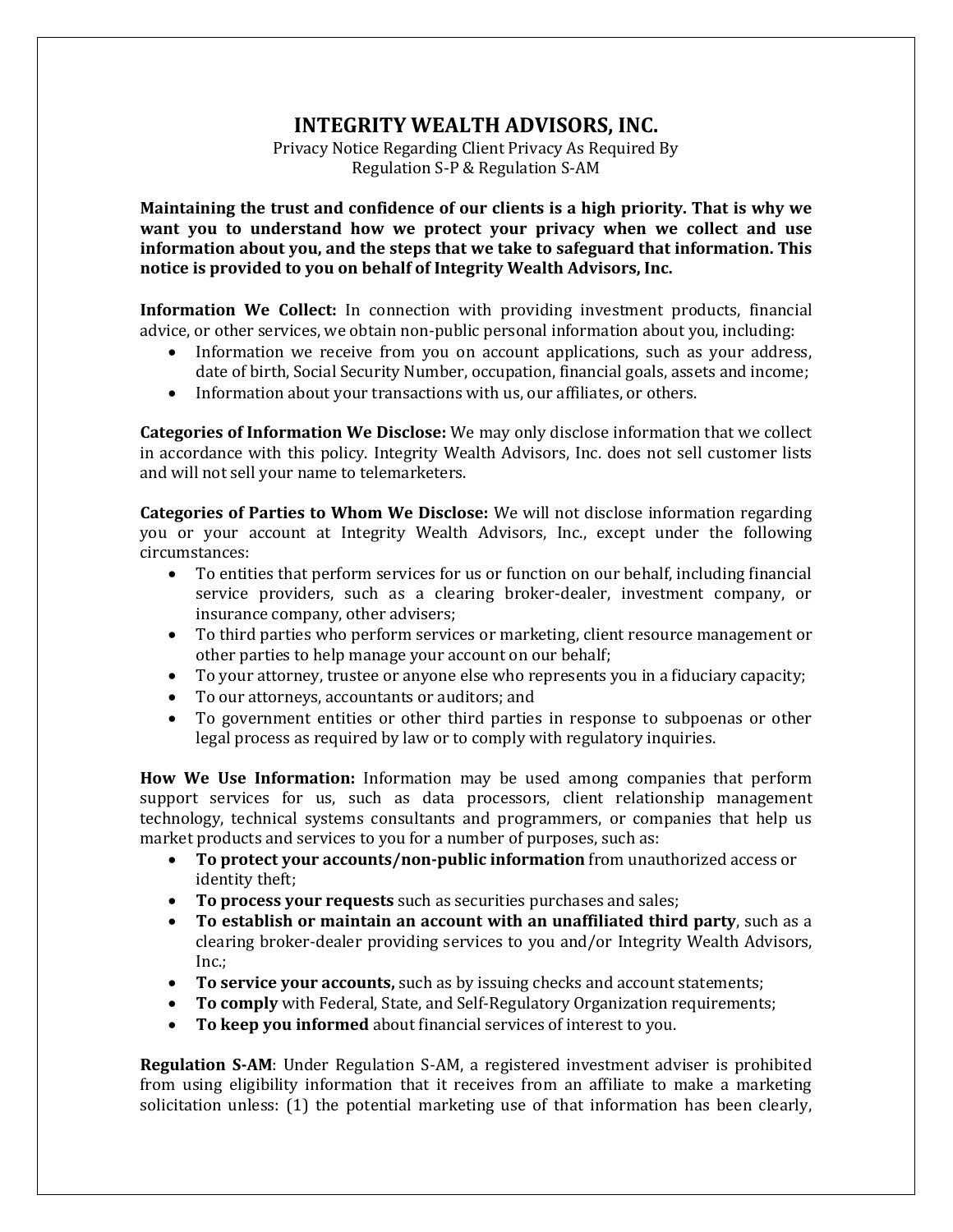# INTEGRITY WEALTH ADVISORS, INC.

Privacy Notice Regarding Client Privacy As Required By
Regulation S-P & Regulation S-AM

**Maintaining the trust and confidence of our clients is a high priority. That is why we want you to understand how we protect your privacy when we collect and use information about you, and the steps that we take to safeguard that information. This notice is provided to you on behalf of Integrity Wealth Advisors, Inc.**

**Information We Collect:** In connection with providing investment products, financial advice, or other services, we obtain non-public personal information about you, including:

- Information we receive from you on account applications, such as your address, date of birth, Social Security Number, occupation, financial goals, assets and income;
- Information about your transactions with us, our affiliates, or others.

**Categories of Information We Disclose:** We may only disclose information that we collect in accordance with this policy. Integrity Wealth Advisors, Inc. does not sell customer lists and will not sell your name to telemarketers.

**Categories of Parties to Whom We Disclose:** We will not disclose information regarding you or your account at Integrity Wealth Advisors, Inc., except under the following circumstances:

- To entities that perform services for us or function on our behalf, including financial service providers, such as a clearing broker-dealer, investment company, or insurance company, other advisers;
- To third parties who perform services or marketing, client resource management or other parties to help manage your account on our behalf;
- To your attorney, trustee or anyone else who represents you in a fiduciary capacity;
- To our attorneys, accountants or auditors; and
- To government entities or other third parties in response to subpoenas or other legal process as required by law or to comply with regulatory inquiries.

**How We Use Information:** Information may be used among companies that perform support services for us, such as data processors, client relationship management technology, technical systems consultants and programmers, or companies that help us market products and services to you for a number of purposes, such as:

- **To protect your accounts/non-public information** from unauthorized access or identity theft;
- **To process your requests** such as securities purchases and sales;
- **To establish or maintain an account with an unaffiliated third party**, such as a clearing broker-dealer providing services to you and/or Integrity Wealth Advisors, Inc.;
- **To service your accounts,** such as by issuing checks and account statements;
- **To comply** with Federal, State, and Self-Regulatory Organization requirements;
- **To keep you informed** about financial services of interest to you.

**Regulation S-AM**: Under Regulation S-AM, a registered investment adviser is prohibited from using eligibility information that it receives from an affiliate to make a marketing solicitation unless: (1) the potential marketing use of that information has been clearly,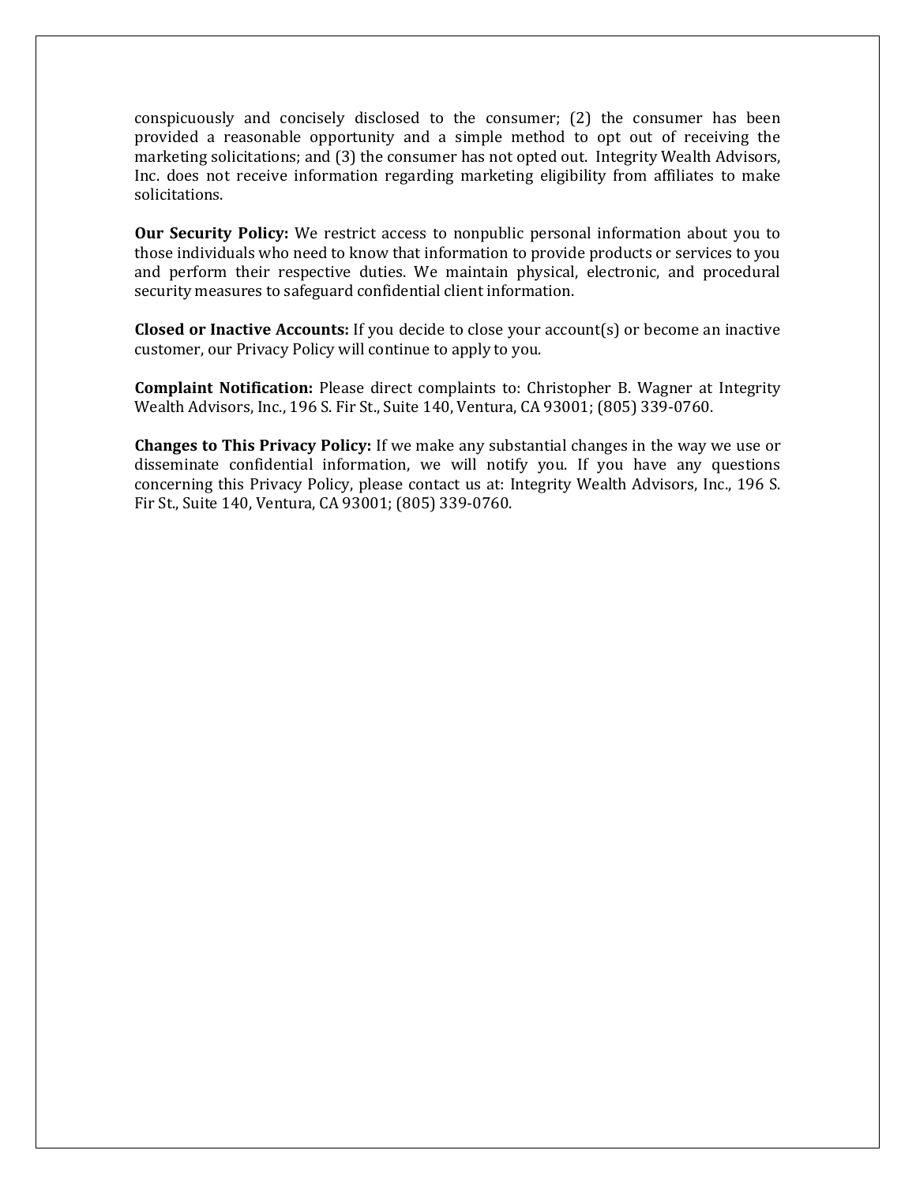conspicuously and concisely disclosed to the consumer; (2) the consumer has been provided a reasonable opportunity and a simple method to opt out of receiving the marketing solicitations; and (3) the consumer has not opted out. Integrity Wealth Advisors, Inc. does not receive information regarding marketing eligibility from affiliates to make solicitations.

**Our Security Policy:** We restrict access to nonpublic personal information about you to those individuals who need to know that information to provide products or services to you and perform their respective duties. We maintain physical, electronic, and procedural security measures to safeguard confidential client information.

**Closed or Inactive Accounts:** If you decide to close your account(s) or become an inactive customer, our Privacy Policy will continue to apply to you.

**Complaint Notification:** Please direct complaints to: Christopher B. Wagner at Integrity Wealth Advisors, Inc., 196 S. Fir St., Suite 140, Ventura, CA 93001; (805) 339-0760.

**Changes to This Privacy Policy:** If we make any substantial changes in the way we use or disseminate confidential information, we will notify you. If you have any questions concerning this Privacy Policy, please contact us at: Integrity Wealth Advisors, Inc., 196 S. Fir St., Suite 140, Ventura, CA 93001; (805) 339-0760.